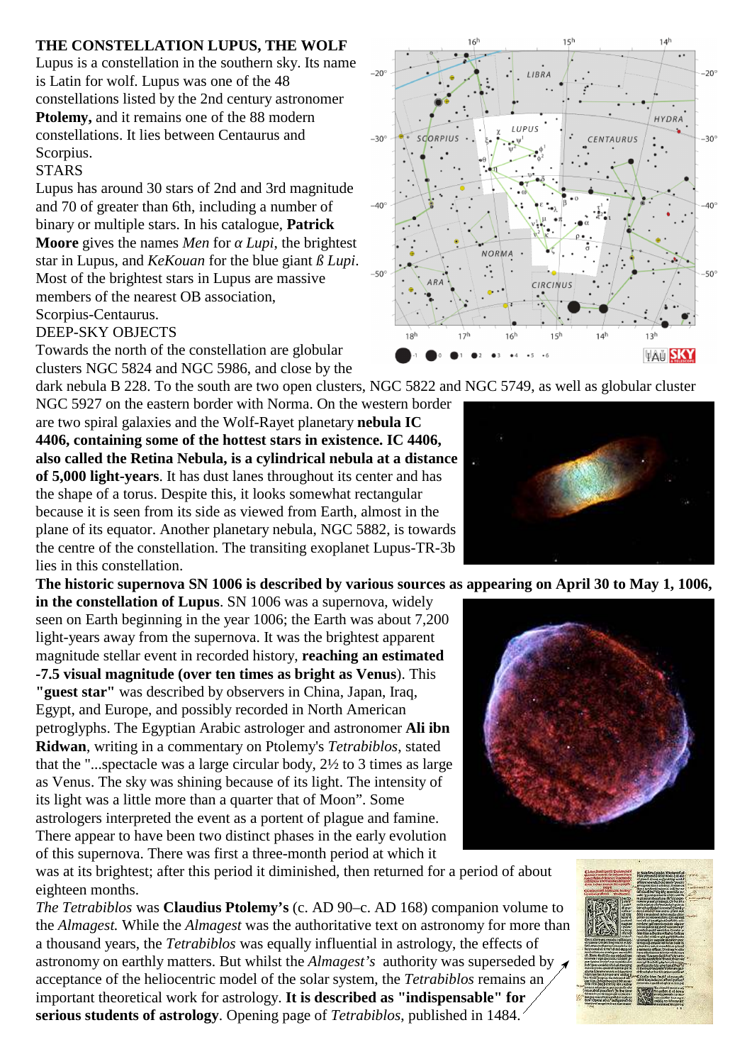**THE CONSTELLATION LUPUS, THE WOLF**

Lupus is a constellation in the southern sky. Its name is Latin for wolf. Lupus was one of the 48 constellations listed by the 2nd century astronomer **Ptolemy,** and it remains one of the 88 modern constellations. It lies between Centaurus and Scorpius.

STARS

Lupus has around 30 stars of 2nd and 3rd magnitude and 70 of greater than 6th, including a number of binary or multiple stars. In his catalogue, **Patrick Moore** gives the names *Men* for *α Lupi*, the brightest star in Lupus, and *KeKouan* for the blue giant *ß Lupi*. Most of the brightest stars in Lupus are massive members of the nearest OB association, Scorpius-Centaurus.

DEEP-SKY OBJECTS

Towards the north of the constellation are globular clusters NGC 5824 and NGC 5986, and close by the dark nebula B 228. To the south are two open clusters, NGC 5822 and NGC 5749, as well as globular cluster NGC 5927 on the eastern border with Norma. On the western border are two spiral galaxies and the Wolf-Rayet planetary **nebula IC 4406, containing some of the hottest stars in existence. IC 4406, also called the Retina Nebula, is a cylindrical nebula at a distance of 5,000 light-years**. It has dust lanes throughout its center and has the shape of a torus. Despite this, it looks somewhat rectangular because it is seen from its side as viewed from Earth, almost in the plane of its equator. Another planetary nebula, NGC 5882, is towards the centre of the constellation. The transiting exoplanet Lupus-TR-3b lies in this constellation.

**The historic supernova SN 1006 is described by various sources as appearing on April 30 to May 1, 1006, in the constellation of Lupus**. SN 1006 was a supernova, widely seen on Earth beginning in the year 1006; the Earth was about 7,200 light-years away from the supernova. It was the brightest apparent magnitude stellar event in recorded history, **reaching an estimated -7.5 visual magnitude (over ten times as bright as Venus**). This **"guest star"** was described by observers in China, Japan, Iraq, Egypt, and Europe, and possibly recorded in North American petroglyphs. The Egyptian Arabic astrologer and astronomer **Ali ibn Ridwan**, writing in a commentary on Ptolemy's *Tetrabiblos*, stated that the "...spectacle was a large circular body, 2½ to 3 times as large as Venus. The sky was shining because of its light. The intensity of its light was a little more than a quarter that of Moon". Some astrologers interpreted the event as a portent of plague and famine. There appear to have been two distinct phases in the early evolution of this supernova. There was first a three-month period at which it was at its brightest; after this period it diminished, then returned for a period of about eighteen months.

*The Tetrabiblos* was **Claudius Ptolemy's** (c. AD 90–c. AD 168) companion volume to the *Almagest.* While the *Almagest* was the authoritative text on astronomy for more than a thousand years, the *Tetrabiblos* was equally influential in astrology, the effects of astronomy on earthly matters. But whilst the *Almagest's* authority was superseded by acceptance of the heliocentric model of the solar system, the *Tetrabiblos* remains an important theoretical work for astrology. **It is described as "indispensable" for serious students of astrology**. Opening page of *Tetrabiblos*, published in 1484.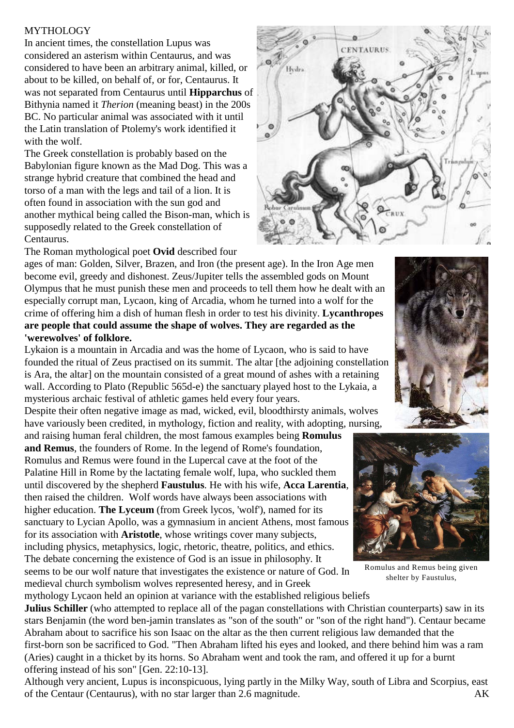MYTHOLOGY

In ancient times, the constellation Lupus was considered an asterism within Centaurus, and was considered to have been an arbitrary animal, killed, or about to be killed, on behalf of, or for, Centaurus. It was not separated from Centaurus until **Hipparchus** of Bithynia named it *Therion* (meaning beast) in the 200s BC. No particular animal was associated with it until the Latin translation of Ptolemy's work identified it with the wolf.

The Greek constellation is probably based on the Babylonian figure known as the Mad Dog. This was a strange hybrid creature that combined the head and torso of a man with the legs and tail of a lion. It is often found in association with the sun god and another mythical being called the Bison-man, which is supposedly related to the Greek constellation of Centaurus.

The Roman mythological poet **Ovid** described four ages of man: Golden, Silver, Brazen, and Iron (the present age). In the Iron Age men become evil, greedy and dishonest. Zeus/Jupiter tells the assembled gods on Mount Olympus that he must punish these men and proceeds to tell them how he dealt with an especially corrupt man, Lycaon, king of Arcadia, whom he turned into a wolf for the crime of offering him a dish of human flesh in order to test his divinity. **Lycanthropes are people that could assume the shape of wolves. They are regarded as the 'werewolves' of folklore.**

Lykaion is a mountain in Arcadia and was the home of Lycaon, who is said to have founded the ritual of Zeus practised on its summit. The altar [the adjoining constellation is Ara, the altar] on the mountain consisted of a great mound of ashes with a retaining wall. According to Plato (Republic 565d-e) the sanctuary played host to the Lykaia, a mysterious archaic festival of athletic games held every four years.

Despite their often negative image as mad, wicked, evil, bloodthirsty animals, wolves have variously been credited, in mythology, fiction and reality, with adopting, nursing, and raising human feral children, the most famous examples being **Romulus and Remus**, the founders of Rome. In the legend of Rome's foundation, Romulus and Remus were found in the Lupercal cave at the foot of the Palatine Hill in Rome by the lactating female wolf, lupa, who suckled them until discovered by the shepherd **Faustulus**. He with his wife, **Acca Larentia**, then raised the children. Wolf words have always been associations with higher education. **The Lyceum** (from Greek lycos, 'wolf'), named for its sanctuary to Lycian Apollo, was a gymnasium in ancient Athens, most famous for its association with **Aristotle**, whose writings cover many subjects, including physics, metaphysics, logic, rhetoric, theatre, politics, and ethics. The debate concerning the existence of God is an issue in philosophy. It seems to be our wolf nature that investigates the existence or nature of God. In medieval church symbolism wolves represented heresy, and in Greek mythology Lycaon held an opinion at variance with the established religious beliefs

Romulus and Remus being given shelter by Faustulus,

**Julius Schiller** (who attempted to replace all of the pagan constellations with Christian counterparts) saw in its stars Benjamin (the word ben-jamin translates as "son of the south" or "son of the right hand"). Centaur became Abraham about to sacrifice his son Isaac on the altar as the then current religious law demanded that the first-born son be sacrificed to God. "Then Abraham lifted his eyes and looked, and there behind him was a ram (Aries) caught in a thicket by its horns. So Abraham went and took the ram, and offered it up for a burnt offering instead of his son" [Gen. 22:10-13].

Although very ancient, Lupus is inconspicuous, lying partly in the Milky Way, south of Libra and Scorpius, east of the Centaur (Centaurus), with no star larger than 2.6 magnitude. AK